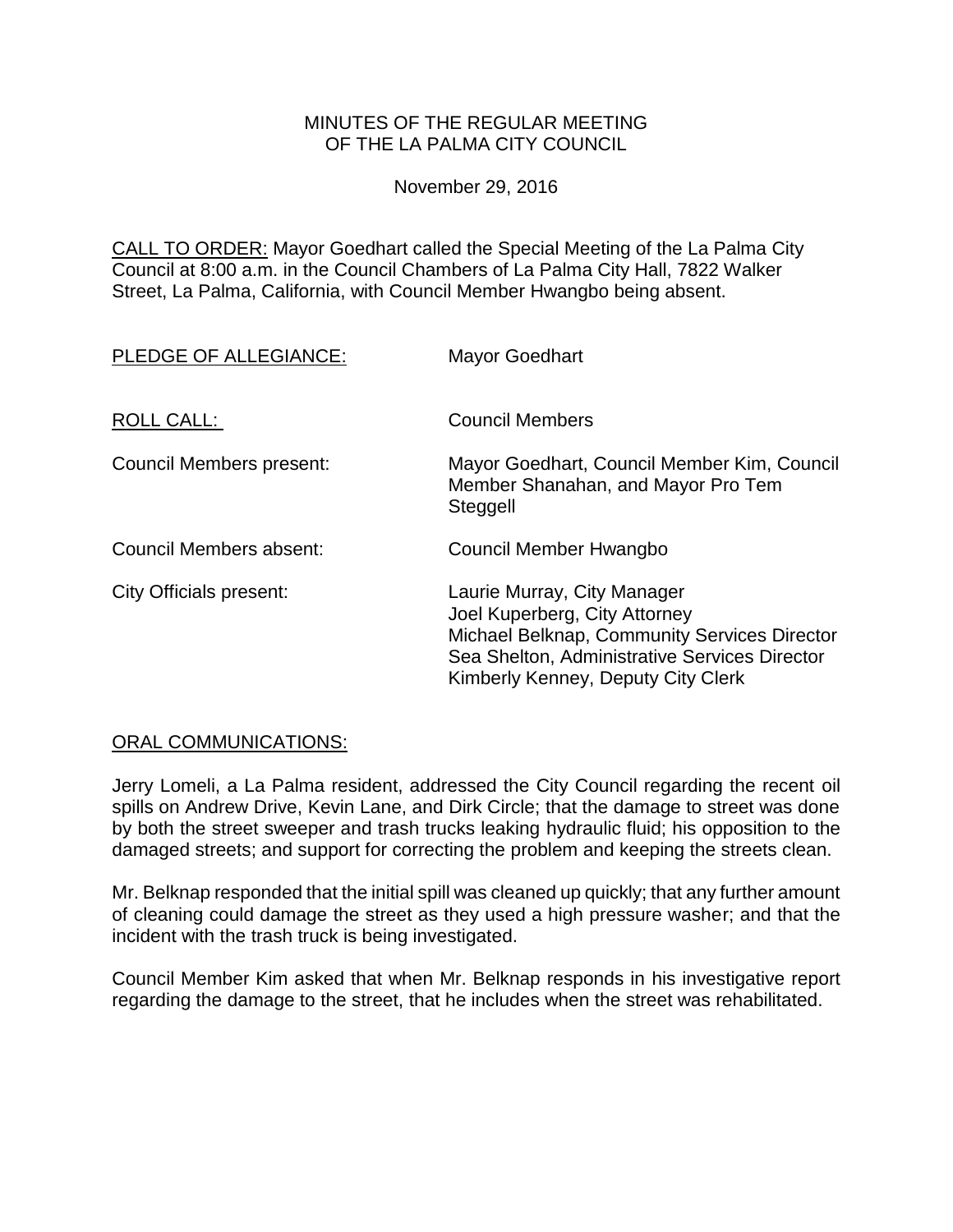# MINUTES OF THE REGULAR MEETING OF THE LA PALMA CITY COUNCIL

November 29, 2016

CALL TO ORDER: Mayor Goedhart called the Special Meeting of the La Palma City Council at 8:00 a.m. in the Council Chambers of La Palma City Hall, 7822 Walker Street, La Palma, California, with Council Member Hwangbo being absent.

| | |
|---|---|
| PLEDGE OF ALLEGIANCE: | Mayor Goedhart |
| ROLL CALL: | Council Members |
| Council Members present: | Mayor Goedhart, Council Member Kim, Council Member Shanahan, and Mayor Pro Tem Steggell |
| Council Members absent: | Council Member Hwangbo |
| City Officials present: | Laurie Murray, City Manager<br>Joel Kuperberg, City Attorney<br>Michael Belknap, Community Services Director<br>Sea Shelton, Administrative Services Director<br>Kimberly Kenney, Deputy City Clerk |

ORAL COMMUNICATIONS:

Jerry Lomeli, a La Palma resident, addressed the City Council regarding the recent oil spills on Andrew Drive, Kevin Lane, and Dirk Circle; that the damage to street was done by both the street sweeper and trash trucks leaking hydraulic fluid; his opposition to the damaged streets; and support for correcting the problem and keeping the streets clean.

Mr. Belknap responded that the initial spill was cleaned up quickly; that any further amount of cleaning could damage the street as they used a high pressure washer; and that the incident with the trash truck is being investigated.

Council Member Kim asked that when Mr. Belknap responds in his investigative report regarding the damage to the street, that he includes when the street was rehabilitated.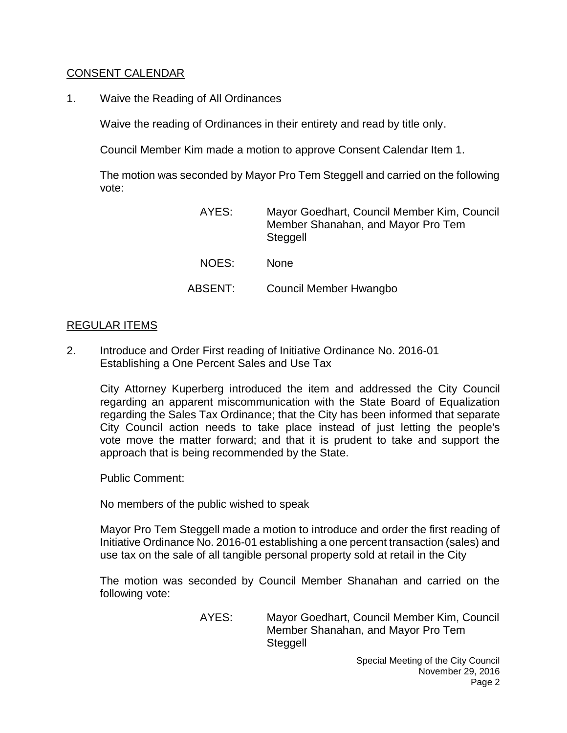## CONSENT CALENDAR

1. Waive the Reading of All Ordinances

   Waive the reading of Ordinances in their entirety and read by title only.

   Council Member Kim made a motion to approve Consent Calendar Item 1.

   The motion was seconded by Mayor Pro Tem Steggell and carried on the following vote:

   AYES: Mayor Goedhart, Council Member Kim, Council Member Shanahan, and Mayor Pro Tem Steggell

   NOES: None

   ABSENT: Council Member Hwangbo

## REGULAR ITEMS

2. Introduce and Order First reading of Initiative Ordinance No. 2016-01 Establishing a One Percent Sales and Use Tax

   City Attorney Kuperberg introduced the item and addressed the City Council regarding an apparent miscommunication with the State Board of Equalization regarding the Sales Tax Ordinance; that the City has been informed that separate City Council action needs to take place instead of just letting the people's vote move the matter forward; and that it is prudent to take and support the approach that is being recommended by the State.

   Public Comment:

   No members of the public wished to speak

   Mayor Pro Tem Steggell made a motion to introduce and order the first reading of Initiative Ordinance No. 2016-01 establishing a one percent transaction (sales) and use tax on the sale of all tangible personal property sold at retail in the City

   The motion was seconded by Council Member Shanahan and carried on the following vote:

   AYES: Mayor Goedhart, Council Member Kim, Council Member Shanahan, and Mayor Pro Tem Steggell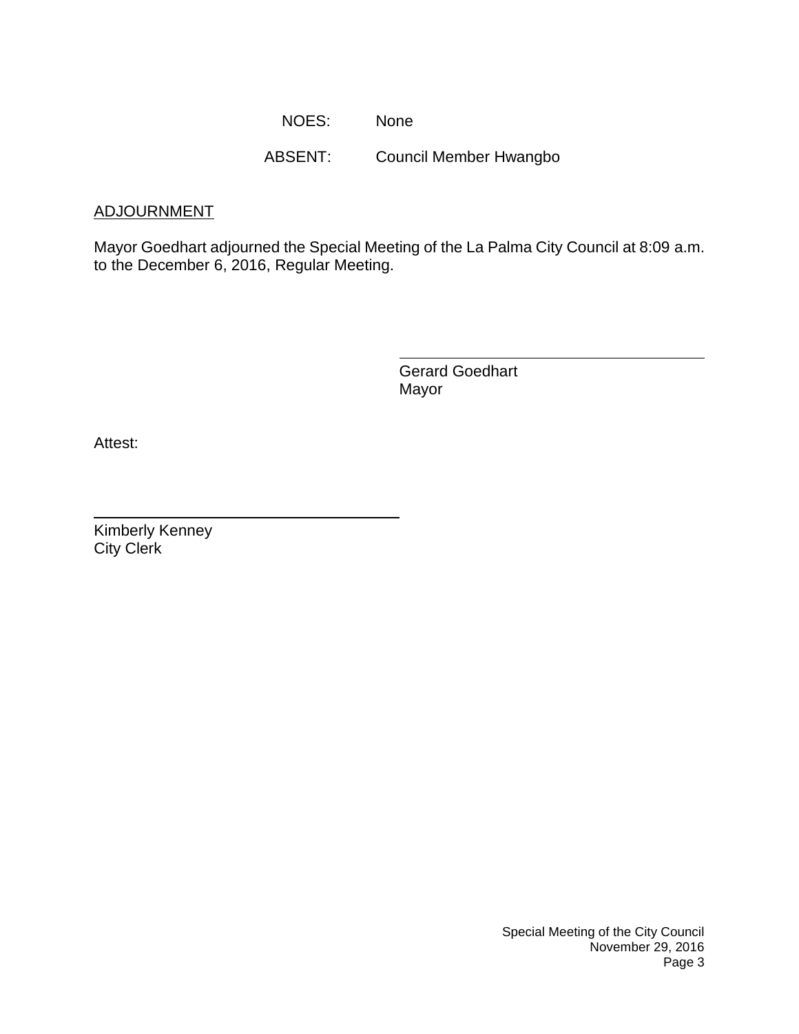NOES: None

ABSENT: Council Member Hwangbo

ADJOURNMENT

Mayor Goedhart adjourned the Special Meeting of the La Palma City Council at 8:09 a.m. to the December 6, 2016, Regular Meeting.

Gerard Goedhart
Mayor

Attest:

Kimberly Kenney
City Clerk